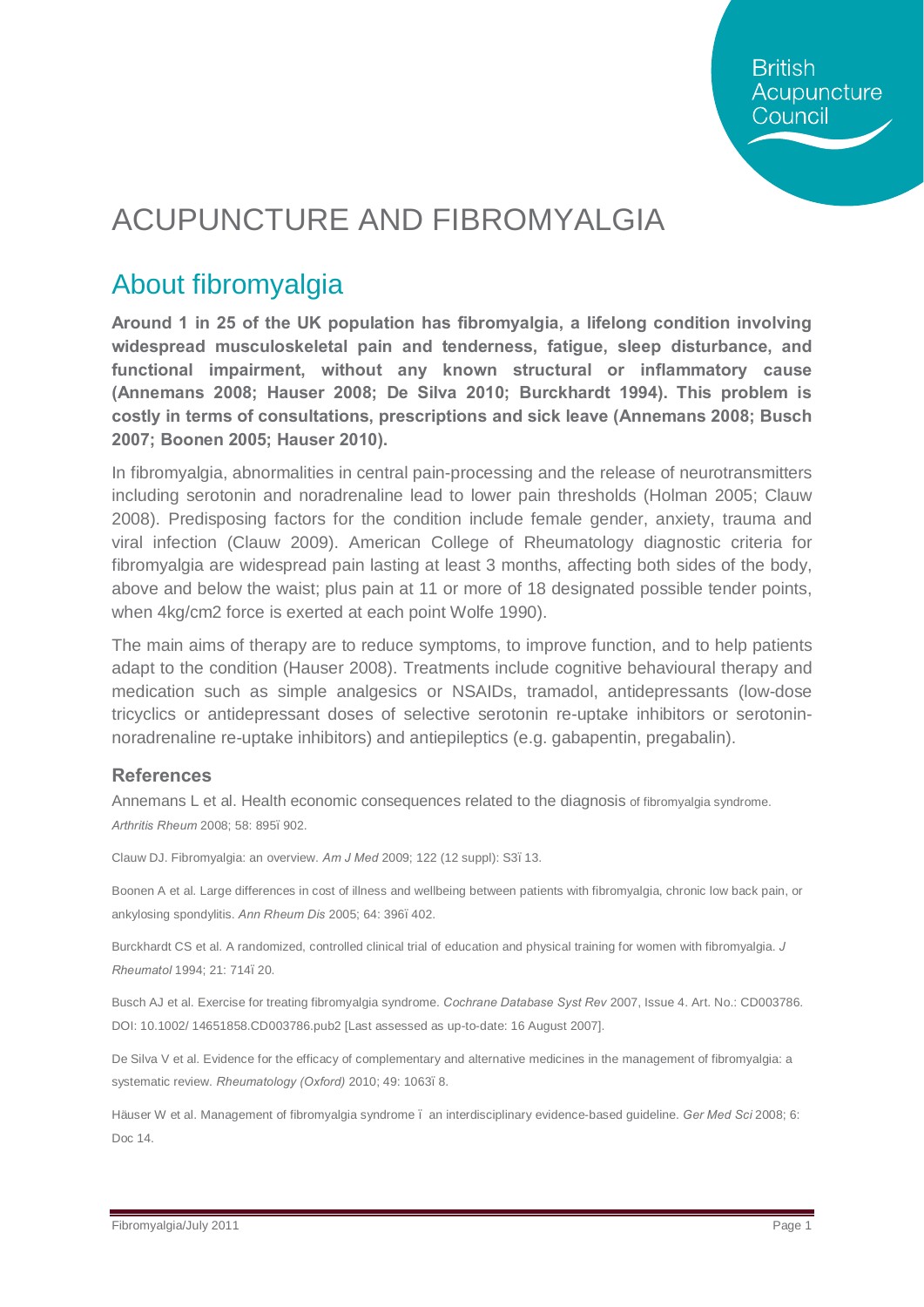# ACUPUNCTURE AND FIBROMYALGIA

## About fibromyalgia

**Around 1 in 25 of the UK population has fibromyalgia, a lifelong condition involving widespread musculoskeletal pain and tenderness, fatigue, sleep disturbance, and functional impairment, without any known structural or inflammatory cause (Annemans 2008; Hauser 2008; De Silva 2010; Burckhardt 1994). This problem is costly in terms of consultations, prescriptions and sick leave (Annemans 2008; Busch 2007; Boonen 2005; Hauser 2010).**

In fibromyalgia, abnormalities in central pain-processing and the release of neurotransmitters including serotonin and noradrenaline lead to lower pain thresholds (Holman 2005; Clauw 2008). Predisposing factors for the condition include female gender, anxiety, trauma and viral infection (Clauw 2009). American College of Rheumatology diagnostic criteria for fibromyalgia are widespread pain lasting at least 3 months, affecting both sides of the body, above and below the waist; plus pain at 11 or more of 18 designated possible tender points, when 4kg/cm2 force is exerted at each point Wolfe 1990).

The main aims of therapy are to reduce symptoms, to improve function, and to help patients adapt to the condition (Hauser 2008). Treatments include cognitive behavioural therapy and medication such as simple analgesics or NSAIDs, tramadol, antidepressants (low-dose tricyclics or antidepressant doses of selective serotonin re-uptake inhibitors or serotonin-noradrenaline re-uptake inhibitors) and antiepileptics (e.g. gabapentin, pregabalin).

### References

Annemans L et al. Health economic consequences related to the diagnosis of fibromyalgia syndrome. *Arthritis Rheum* 2008; 58: 895ï 902.

Clauw DJ. Fibromyalgia: an overview. *Am J Med* 2009; 122 (12 suppl): S3ï 13.

Boonen A et al. Large differences in cost of illness and wellbeing between patients with fibromyalgia, chronic low back pain, or ankylosing spondylitis. *Ann Rheum Dis* 2005; 64: 396ï 402.

Burckhardt CS et al. A randomized, controlled clinical trial of education and physical training for women with fibromyalgia. *J Rheumatol* 1994; 21: 714ï 20.

Busch AJ et al. Exercise for treating fibromyalgia syndrome. *Cochrane Database Syst Rev* 2007, Issue 4. Art. No.: CD003786. DOI: 10.1002/ 14651858.CD003786.pub2 [Last assessed as up-to-date: 16 August 2007].

De Silva V et al. Evidence for the efficacy of complementary and alternative medicines in the management of fibromyalgia: a systematic review. *Rheumatology (Oxford)* 2010; 49: 1063ï 8.

Häuser W et al. Management of fibromyalgia syndrome ï an interdisciplinary evidence-based guideline. *Ger Med Sci* 2008; 6: Doc 14.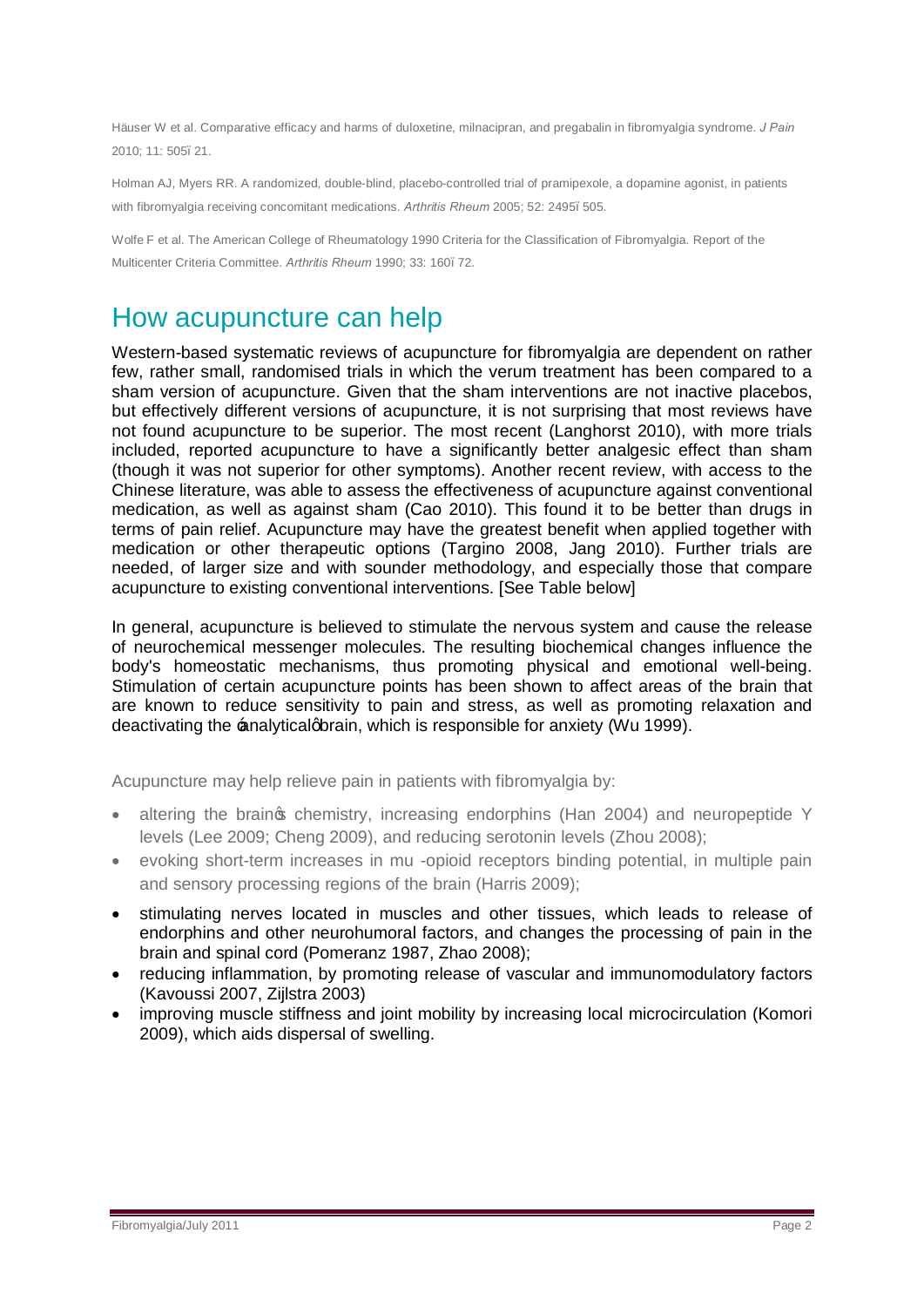Häuser W et al. Comparative efficacy and harms of duloxetine, milnacipran, and pregabalin in fibromyalgia syndrome. *J Pain* 2010; 11: 505–21.

Holman AJ, Myers RR. A randomized, double-blind, placebo-controlled trial of pramipexole, a dopamine agonist, in patients with fibromyalgia receiving concomitant medications. *Arthritis Rheum* 2005; 52: 2495–505.

Wolfe F et al. The American College of Rheumatology 1990 Criteria for the Classification of Fibromyalgia. Report of the Multicenter Criteria Committee. *Arthritis Rheum* 1990; 33: 160–72.

## How acupuncture can help

Western-based systematic reviews of acupuncture for fibromyalgia are dependent on rather few, rather small, randomised trials in which the verum treatment has been compared to a sham version of acupuncture. Given that the sham interventions are not inactive placebos, but effectively different versions of acupuncture, it is not surprising that most reviews have not found acupuncture to be superior. The most recent (Langhorst 2010), with more trials included, reported acupuncture to have a significantly better analgesic effect than sham (though it was not superior for other symptoms). Another recent review, with access to the Chinese literature, was able to assess the effectiveness of acupuncture against conventional medication, as well as against sham (Cao 2010). This found it to be better than drugs in terms of pain relief. Acupuncture may have the greatest benefit when applied together with medication or other therapeutic options (Targino 2008, Jang 2010). Further trials are needed, of larger size and with sounder methodology, and especially those that compare acupuncture to existing conventional interventions. [See Table below]

In general, acupuncture is believed to stimulate the nervous system and cause the release of neurochemical messenger molecules. The resulting biochemical changes influence the body's homeostatic mechanisms, thus promoting physical and emotional well-being. Stimulation of certain acupuncture points has been shown to affect areas of the brain that are known to reduce sensitivity to pain and stress, as well as promoting relaxation and deactivating the 'analytical' brain, which is responsible for anxiety (Wu 1999).

Acupuncture may help relieve pain in patients with fibromyalgia by:

- altering the brain's chemistry, increasing endorphins (Han 2004) and neuropeptide Y levels (Lee 2009; Cheng 2009), and reducing serotonin levels (Zhou 2008);
- evoking short-term increases in mu -opioid receptors binding potential, in multiple pain and sensory processing regions of the brain (Harris 2009);
- stimulating nerves located in muscles and other tissues, which leads to release of endorphins and other neurohumoral factors, and changes the processing of pain in the brain and spinal cord (Pomeranz 1987, Zhao 2008);
- reducing inflammation, by promoting release of vascular and immunomodulatory factors (Kavoussi 2007, Zijlstra 2003)
- improving muscle stiffness and joint mobility by increasing local microcirculation (Komori 2009), which aids dispersal of swelling.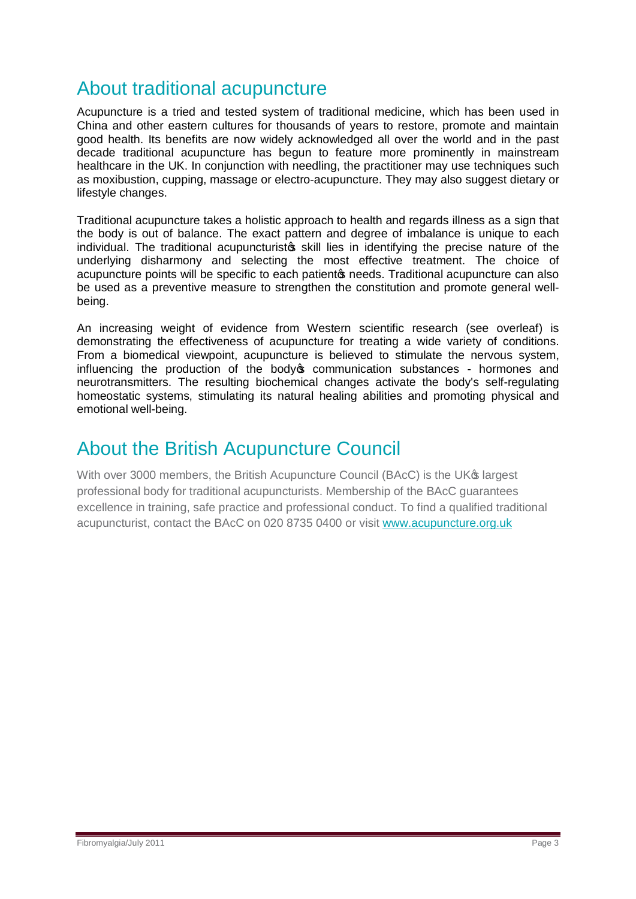## About traditional acupuncture

Acupuncture is a tried and tested system of traditional medicine, which has been used in China and other eastern cultures for thousands of years to restore, promote and maintain good health. Its benefits are now widely acknowledged all over the world and in the past decade traditional acupuncture has begun to feature more prominently in mainstream healthcare in the UK. In conjunction with needling, the practitioner may use techniques such as moxibustion, cupping, massage or electro-acupuncture. They may also suggest dietary or lifestyle changes.

Traditional acupuncture takes a holistic approach to health and regards illness as a sign that the body is out of balance. The exact pattern and degree of imbalance is unique to each individual. The traditional acupuncturist's skill lies in identifying the precise nature of the underlying disharmony and selecting the most effective treatment. The choice of acupuncture points will be specific to each patient's needs. Traditional acupuncture can also be used as a preventive measure to strengthen the constitution and promote general well-being.

An increasing weight of evidence from Western scientific research (see overleaf) is demonstrating the effectiveness of acupuncture for treating a wide variety of conditions. From a biomedical viewpoint, acupuncture is believed to stimulate the nervous system, influencing the production of the body's communication substances - hormones and neurotransmitters. The resulting biochemical changes activate the body's self-regulating homeostatic systems, stimulating its natural healing abilities and promoting physical and emotional well-being.

## About the British Acupuncture Council

With over 3000 members, the British Acupuncture Council (BAcC) is the UK's largest professional body for traditional acupuncturists. Membership of the BAcC guarantees excellence in training, safe practice and professional conduct. To find a qualified traditional acupuncturist, contact the BAcC on 020 8735 0400 or visit [www.acupuncture.org.uk](http://www.acupuncture.org.uk)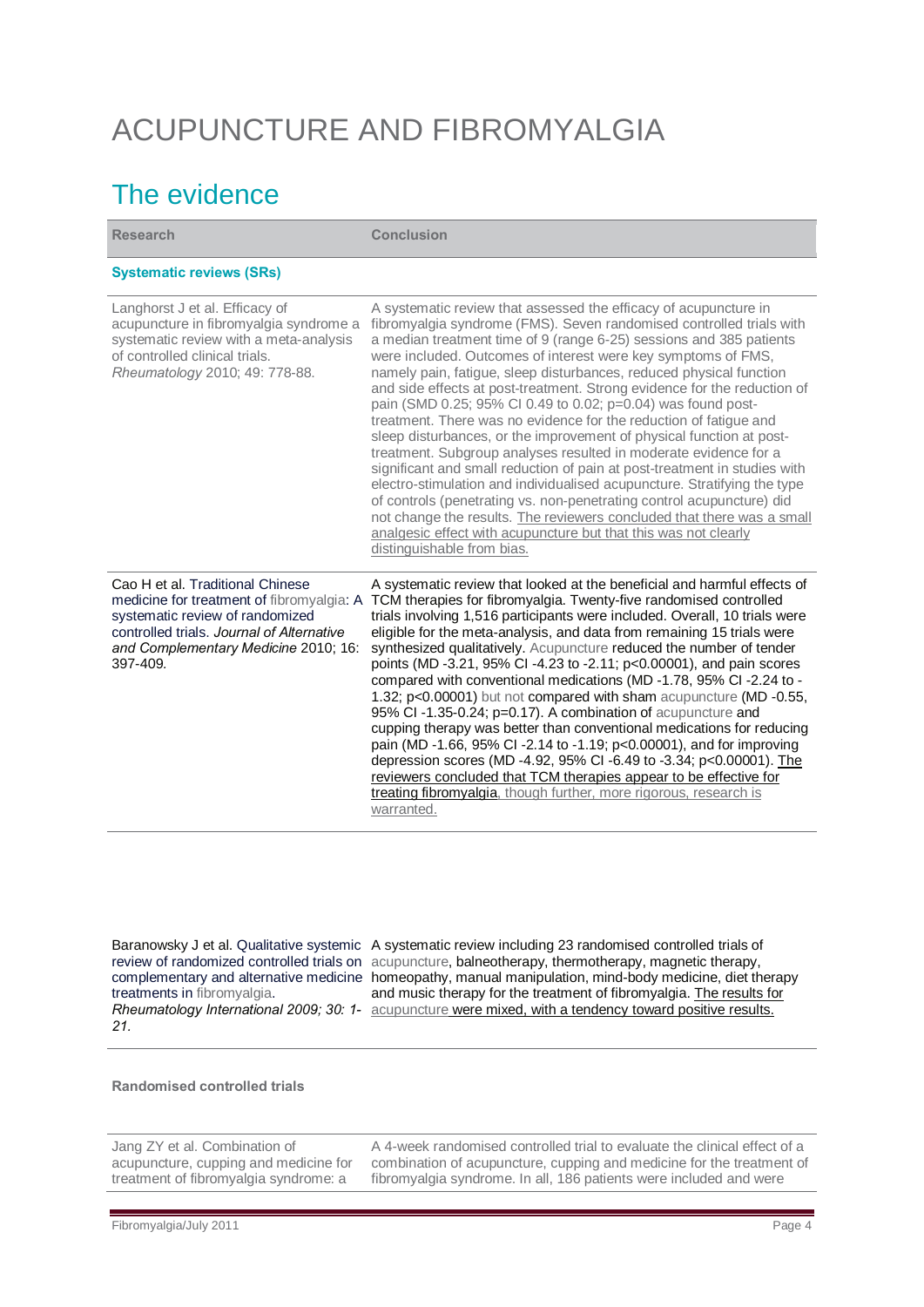# ACUPUNCTURE AND FIBROMYALGIA

## The evidence

| Research | Conclusion |
|---|---|
| **Systematic reviews (SRs)** | |
| Langhorst J et al. Efficacy of acupuncture in fibromyalgia syndrome a systematic review with a meta-analysis of controlled clinical trials. *Rheumatology* 2010; 49: 778-88. | A systematic review that assessed the efficacy of acupuncture in fibromyalgia syndrome (FMS). Seven randomised controlled trials with a median treatment time of 9 (range 6-25) sessions and 385 patients were included. Outcomes of interest were key symptoms of FMS, namely pain, fatigue, sleep disturbances, reduced physical function and side effects at post-treatment. Strong evidence for the reduction of pain (SMD 0.25; 95% CI 0.49 to 0.02; p=0.04) was found post-treatment. There was no evidence for the reduction of fatigue and sleep disturbances, or the improvement of physical function at post-treatment. Subgroup analyses resulted in moderate evidence for a significant and small reduction of pain at post-treatment in studies with electro-stimulation and individualised acupuncture. Stratifying the type of controls (penetrating vs. non-penetrating control acupuncture) did not change the results. The reviewers concluded that there was a small analgesic effect with acupuncture but that this was not clearly distinguishable from bias. |
| Cao H et al. Traditional Chinese medicine for treatment of fibromyalgia: A systematic review of randomized controlled trials. *Journal of Alternative and Complementary Medicine* 2010; 16: 397-409. | A systematic review that looked at the beneficial and harmful effects of TCM therapies for fibromyalgia. Twenty-five randomised controlled trials involving 1,516 participants were included. Overall, 10 trials were eligible for the meta-analysis, and data from remaining 15 trials were synthesized qualitatively. Acupuncture reduced the number of tender points (MD -3.21, 95% CI -4.23 to -2.11; p<0.00001), and pain scores compared with conventional medications (MD -1.78, 95% CI -2.24 to -1.32; p<0.00001) but not compared with sham acupuncture (MD -0.55, 95% CI -1.35-0.24; p=0.17). A combination of acupuncture and cupping therapy was better than conventional medications for reducing pain (MD -1.66, 95% CI -2.14 to -1.19; p<0.00001), and for improving depression scores (MD -4.92, 95% CI -6.49 to -3.34; p<0.00001). The reviewers concluded that TCM therapies appear to be effective for treating fibromyalgia, though further, more rigorous, research is warranted. |
| Baranowsky J et al. Qualitative systemic review of randomized controlled trials on complementary and alternative medicine treatments in fibromyalgia. *Rheumatology International 2009; 30: 1-21.* | A systematic review including 23 randomised controlled trials of acupuncture, balneotherapy, thermotherapy, magnetic therapy, homeopathy, manual manipulation, mind-body medicine, diet therapy and music therapy for the treatment of fibromyalgia. The results for acupuncture were mixed, with a tendency toward positive results. |
| **Randomised controlled trials** | |
| Jang ZY et al. Combination of acupuncture, cupping and medicine for treatment of fibromyalgia syndrome: a | A 4-week randomised controlled trial to evaluate the clinical effect of a combination of acupuncture, cupping and medicine for the treatment of fibromyalgia syndrome. In all, 186 patients were included and were |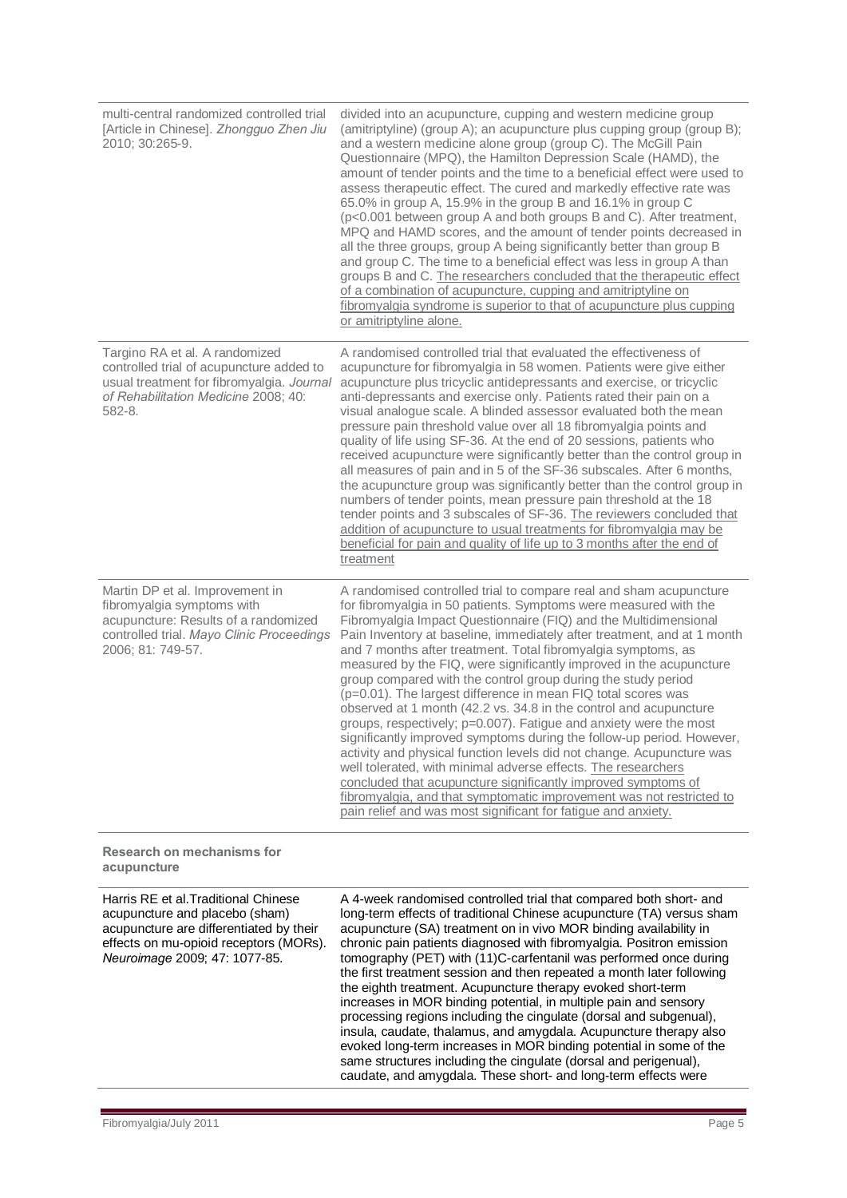| | |
|---|---|
| multi-central randomized controlled trial [Article in Chinese]. *Zhongguo Zhen Jiu* 2010; 30:265-9. | divided into an acupuncture, cupping and western medicine group (amitriptyline) (group A); an acupuncture plus cupping group (group B); and a western medicine alone group (group C). The McGill Pain Questionnaire (MPQ), the Hamilton Depression Scale (HAMD), the amount of tender points and the time to a beneficial effect were used to assess therapeutic effect. The cured and markedly effective rate was 65.0% in group A, 15.9% in the group B and 16.1% in group C (p<0.001 between group A and both groups B and C). After treatment, MPQ and HAMD scores, and the amount of tender points decreased in all the three groups, group A being significantly better than group B and group C. The time to a beneficial effect was less in group A than groups B and C. The researchers concluded that the therapeutic effect of a combination of acupuncture, cupping and amitriptyline on fibromyalgia syndrome is superior to that of acupuncture plus cupping or amitriptyline alone. |
| Targino RA et al. A randomized controlled trial of acupuncture added to usual treatment for fibromyalgia. *Journal of Rehabilitation Medicine* 2008; 40: 582-8. | A randomised controlled trial that evaluated the effectiveness of acupuncture for fibromyalgia in 58 women. Patients were give either acupuncture plus tricyclic antidepressants and exercise, or tricyclic anti-depressants and exercise only. Patients rated their pain on a visual analogue scale. A blinded assessor evaluated both the mean pressure pain threshold value over all 18 fibromyalgia points and quality of life using SF-36. At the end of 20 sessions, patients who received acupuncture were significantly better than the control group in all measures of pain and in 5 of the SF-36 subscales. After 6 months, the acupuncture group was significantly better than the control group in numbers of tender points, mean pressure pain threshold at the 18 tender points and 3 subscales of SF-36. The reviewers concluded that addition of acupuncture to usual treatments for fibromyalgia may be beneficial for pain and quality of life up to 3 months after the end of treatment |
| Martin DP et al. Improvement in fibromyalgia symptoms with acupuncture: Results of a randomized controlled trial. *Mayo Clinic Proceedings* 2006; 81: 749-57. | A randomised controlled trial to compare real and sham acupuncture for fibromyalgia in 50 patients. Symptoms were measured with the Fibromyalgia Impact Questionnaire (FIQ) and the Multidimensional Pain Inventory at baseline, immediately after treatment, and at 1 month and 7 months after treatment. Total fibromyalgia symptoms, as measured by the FIQ, were significantly improved in the acupuncture group compared with the control group during the study period (p=0.01). The largest difference in mean FIQ total scores was observed at 1 month (42.2 vs. 34.8 in the control and acupuncture groups, respectively; p=0.007). Fatigue and anxiety were the most significantly improved symptoms during the follow-up period. However, activity and physical function levels did not change. Acupuncture was well tolerated, with minimal adverse effects. The researchers concluded that acupuncture significantly improved symptoms of fibromyalgia, and that symptomatic improvement was not restricted to pain relief and was most significant for fatigue and anxiety. |
| **Research on mechanisms for acupuncture** | |
| Harris RE et al.Traditional Chinese acupuncture and placebo (sham) acupuncture are differentiated by their effects on mu-opioid receptors (MORs). *Neuroimage* 2009; 47: 1077-85. | A 4-week randomised controlled trial that compared both short- and long-term effects of traditional Chinese acupuncture (TA) versus sham acupuncture (SA) treatment on in vivo MOR binding availability in chronic pain patients diagnosed with fibromyalgia. Positron emission tomography (PET) with (11)C-carfentanil was performed once during the first treatment session and then repeated a month later following the eighth treatment. Acupuncture therapy evoked short-term increases in MOR binding potential, in multiple pain and sensory processing regions including the cingulate (dorsal and subgenual), insula, caudate, thalamus, and amygdala. Acupuncture therapy also evoked long-term increases in MOR binding potential in some of the same structures including the cingulate (dorsal and perigenual), caudate, and amygdala. These short- and long-term effects were |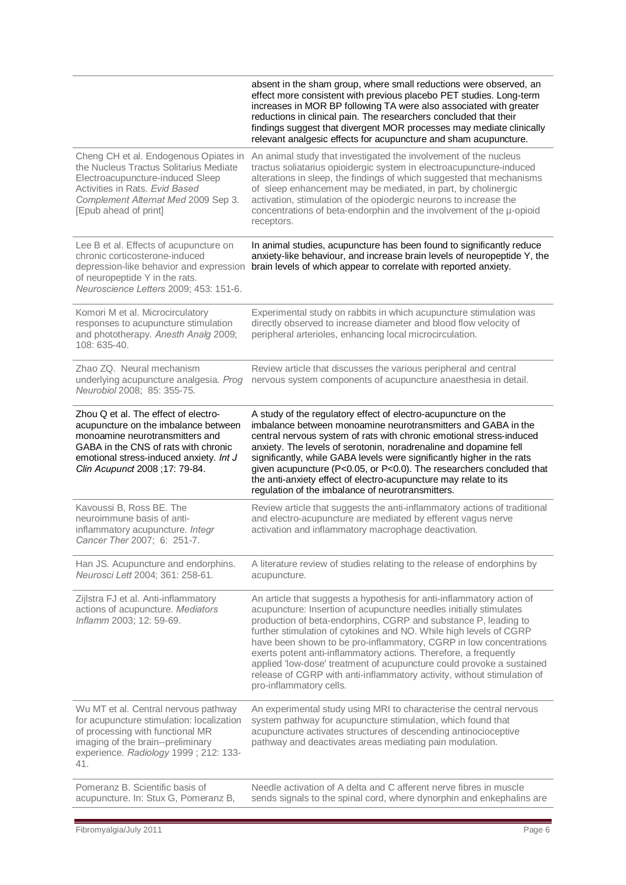| | |
|---|---|
| | absent in the sham group, where small reductions were observed, an effect more consistent with previous placebo PET studies. Long-term increases in MOR BP following TA were also associated with greater reductions in clinical pain. The researchers concluded that their findings suggest that divergent MOR processes may mediate clinically relevant analgesic effects for acupuncture and sham acupuncture. |
| Cheng CH et al. Endogenous Opiates in the Nucleus Tractus Solitarius Mediate Electroacupuncture-induced Sleep Activities in Rats. *Evid Based Complement Alternat Med* 2009 Sep 3. [Epub ahead of print] | An animal study that investigated the involvement of the nucleus tractus soliatarius opioidergic system in electroacupuncture-induced alterations in sleep, the findings of which suggested that mechanisms of sleep enhancement may be mediated, in part, by cholinergic activation, stimulation of the opiodergic neurons to increase the concentrations of beta-endorphin and the involvement of the µ-opioid receptors. |
| Lee B et al. Effects of acupuncture on chronic corticosterone-induced depression-like behavior and expression of neuropeptide Y in the rats. *Neuroscience Letters* 2009; 453: 151-6. | In animal studies, acupuncture has been found to significantly reduce anxiety-like behaviour, and increase brain levels of neuropeptide Y, the brain levels of which appear to correlate with reported anxiety. |
| Komori M et al. Microcirculatory responses to acupuncture stimulation and phototherapy. *Anesth Analg* 2009; 108: 635-40. | Experimental study on rabbits in which acupuncture stimulation was directly observed to increase diameter and blood flow velocity of peripheral arterioles, enhancing local microcirculation. |
| Zhao ZQ. Neural mechanism underlying acupuncture analgesia. *Prog Neurobiol* 2008; 85: 355-75. | Review article that discusses the various peripheral and central nervous system components of acupuncture anaesthesia in detail. |
| Zhou Q et al. The effect of electro-acupuncture on the imbalance between monoamine neurotransmitters and GABA in the CNS of rats with chronic emotional stress-induced anxiety. *Int J Clin Acupunct* 2008 ;17: 79-84. | A study of the regulatory effect of electro-acupuncture on the imbalance between monoamine neurotransmitters and GABA in the central nervous system of rats with chronic emotional stress-induced anxiety. The levels of serotonin, noradrenaline and dopamine fell significantly, while GABA levels were significantly higher in the rats given acupuncture ($P<0.05$, or $P<0.0$). The researchers concluded that the anti-anxiety effect of electro-acupuncture may relate to its regulation of the imbalance of neurotransmitters. |
| Kavoussi B, Ross BE. The neuroimmune basis of anti-inflammatory acupuncture. *Integr Cancer Ther* 2007; 6: 251-7. | Review article that suggests the anti-inflammatory actions of traditional and electro-acupuncture are mediated by efferent vagus nerve activation and inflammatory macrophage deactivation. |
| Han JS. Acupuncture and endorphins. *Neurosci Lett* 2004; 361: 258-61. | A literature review of studies relating to the release of endorphins by acupuncture. |
| Zijlstra FJ et al. Anti-inflammatory actions of acupuncture. *Mediators Inflamm* 2003; 12: 59-69. | An article that suggests a hypothesis for anti-inflammatory action of acupuncture: Insertion of acupuncture needles initially stimulates production of beta-endorphins, CGRP and substance P, leading to further stimulation of cytokines and NO. While high levels of CGRP have been shown to be pro-inflammatory, CGRP in low concentrations exerts potent anti-inflammatory actions. Therefore, a frequently applied 'low-dose' treatment of acupuncture could provoke a sustained release of CGRP with anti-inflammatory activity, without stimulation of pro-inflammatory cells. |
| Wu MT et al. Central nervous pathway for acupuncture stimulation: localization of processing with functional MR imaging of the brain--preliminary experience. *Radiology* 1999 ; 212: 133-41. | An experimental study using MRI to characterise the central nervous system pathway for acupuncture stimulation, which found that acupuncture activates structures of descending antinocioceptive pathway and deactivates areas mediating pain modulation. |
| Pomeranz B. Scientific basis of acupuncture. In: Stux G, Pomeranz B, | Needle activation of A delta and C afferent nerve fibres in muscle sends signals to the spinal cord, where dynorphin and enkephalins are |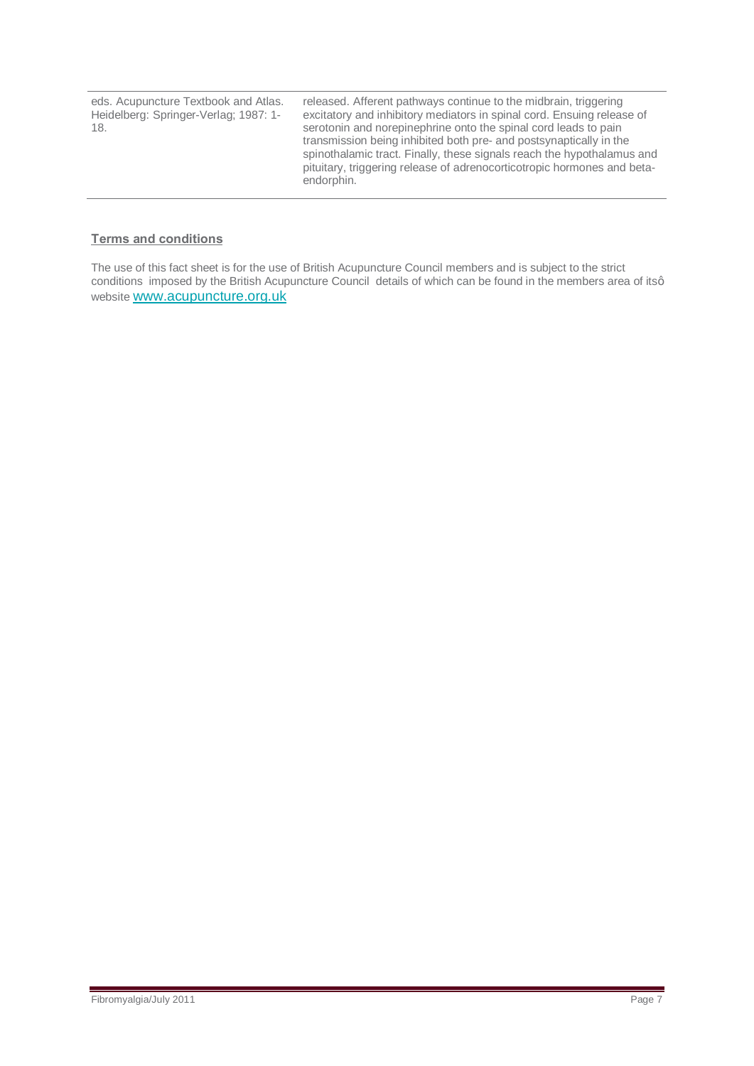| | |
|---|---|
| eds. Acupuncture Textbook and Atlas. Heidelberg: Springer-Verlag; 1987: 1-18. | released. Afferent pathways continue to the midbrain, triggering excitatory and inhibitory mediators in spinal cord. Ensuing release of serotonin and norepinephrine onto the spinal cord leads to pain transmission being inhibited both pre- and postsynaptically in the spinothalamic tract. Finally, these signals reach the hypothalamus and pituitary, triggering release of adrenocorticotropic hormones and beta-endorphin. |

## Terms and conditions

The use of this fact sheet is for the use of British Acupuncture Council members and is subject to the strict conditions imposed by the British Acupuncture Council details of which can be found in the members area of itsô website www.acupuncture.org.uk